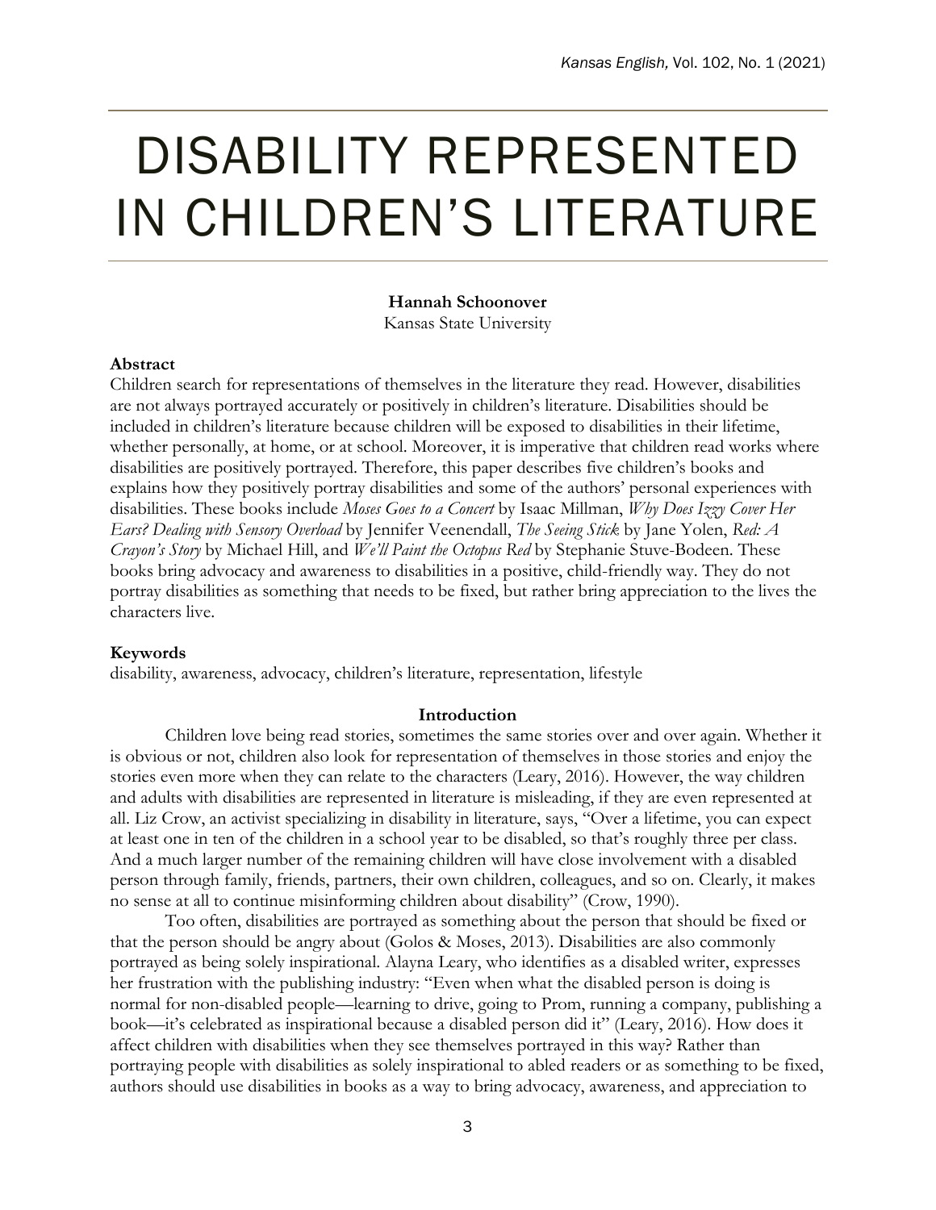# DISABILITY REPRESENTED IN CHILDREN'S LITERATURE

**Hannah Schoonover**
Kansas State University

**Abstract**

Children search for representations of themselves in the literature they read. However, disabilities are not always portrayed accurately or positively in children's literature. Disabilities should be included in children's literature because children will be exposed to disabilities in their lifetime, whether personally, at home, or at school. Moreover, it is imperative that children read works where disabilities are positively portrayed. Therefore, this paper describes five children's books and explains how they positively portray disabilities and some of the authors' personal experiences with disabilities. These books include *Moses Goes to a Concert* by Isaac Millman, *Why Does Izzy Cover Her Ears? Dealing with Sensory Overload* by Jennifer Veenendall, *The Seeing Stick* by Jane Yolen, *Red: A Crayon's Story* by Michael Hill, and *We'll Paint the Octopus Red* by Stephanie Stuve-Bodeen. These books bring advocacy and awareness to disabilities in a positive, child-friendly way. They do not portray disabilities as something that needs to be fixed, but rather bring appreciation to the lives the characters live.

**Keywords**

disability, awareness, advocacy, children's literature, representation, lifestyle

## Introduction

Children love being read stories, sometimes the same stories over and over again. Whether it is obvious or not, children also look for representation of themselves in those stories and enjoy the stories even more when they can relate to the characters (Leary, 2016). However, the way children and adults with disabilities are represented in literature is misleading, if they are even represented at all. Liz Crow, an activist specializing in disability in literature, says, "Over a lifetime, you can expect at least one in ten of the children in a school year to be disabled, so that's roughly three per class. And a much larger number of the remaining children will have close involvement with a disabled person through family, friends, partners, their own children, colleagues, and so on. Clearly, it makes no sense at all to continue misinforming children about disability" (Crow, 1990).

Too often, disabilities are portrayed as something about the person that should be fixed or that the person should be angry about (Golos & Moses, 2013). Disabilities are also commonly portrayed as being solely inspirational. Alayna Leary, who identifies as a disabled writer, expresses her frustration with the publishing industry: "Even when what the disabled person is doing is normal for non-disabled people—learning to drive, going to Prom, running a company, publishing a book—it's celebrated as inspirational because a disabled person did it" (Leary, 2016). How does it affect children with disabilities when they see themselves portrayed in this way? Rather than portraying people with disabilities as solely inspirational to abled readers or as something to be fixed, authors should use disabilities in books as a way to bring advocacy, awareness, and appreciation to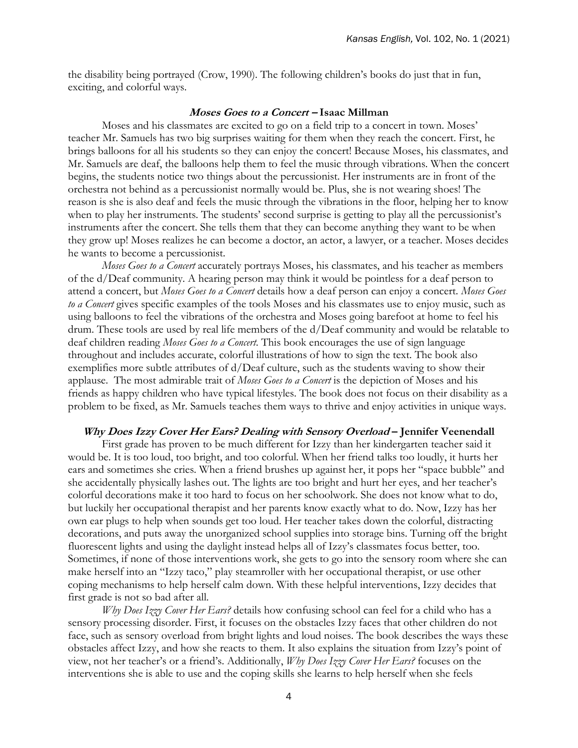the disability being portrayed (Crow, 1990). The following children's books do just that in fun, exciting, and colorful ways.

### ***Moses Goes to a Concert* – Isaac Millman**

Moses and his classmates are excited to go on a field trip to a concert in town. Moses' teacher Mr. Samuels has two big surprises waiting for them when they reach the concert. First, he brings balloons for all his students so they can enjoy the concert! Because Moses, his classmates, and Mr. Samuels are deaf, the balloons help them to feel the music through vibrations. When the concert begins, the students notice two things about the percussionist. Her instruments are in front of the orchestra not behind as a percussionist normally would be. Plus, she is not wearing shoes! The reason is she is also deaf and feels the music through the vibrations in the floor, helping her to know when to play her instruments. The students' second surprise is getting to play all the percussionist's instruments after the concert. She tells them that they can become anything they want to be when they grow up! Moses realizes he can become a doctor, an actor, a lawyer, or a teacher. Moses decides he wants to become a percussionist.

*Moses Goes to a Concert* accurately portrays Moses, his classmates, and his teacher as members of the d/Deaf community. A hearing person may think it would be pointless for a deaf person to attend a concert, but *Moses Goes to a Concert* details how a deaf person can enjoy a concert. *Moses Goes to a Concert* gives specific examples of the tools Moses and his classmates use to enjoy music, such as using balloons to feel the vibrations of the orchestra and Moses going barefoot at home to feel his drum. These tools are used by real life members of the d/Deaf community and would be relatable to deaf children reading *Moses Goes to a Concert*. This book encourages the use of sign language throughout and includes accurate, colorful illustrations of how to sign the text. The book also exemplifies more subtle attributes of d/Deaf culture, such as the students waving to show their applause. The most admirable trait of *Moses Goes to a Concert* is the depiction of Moses and his friends as happy children who have typical lifestyles. The book does not focus on their disability as a problem to be fixed, as Mr. Samuels teaches them ways to thrive and enjoy activities in unique ways.

### ***Why Does Izzy Cover Her Ears? Dealing with Sensory Overload* – Jennifer Veenendall**

First grade has proven to be much different for Izzy than her kindergarten teacher said it would be. It is too loud, too bright, and too colorful. When her friend talks too loudly, it hurts her ears and sometimes she cries. When a friend brushes up against her, it pops her "space bubble" and she accidentally physically lashes out. The lights are too bright and hurt her eyes, and her teacher's colorful decorations make it too hard to focus on her schoolwork. She does not know what to do, but luckily her occupational therapist and her parents know exactly what to do. Now, Izzy has her own ear plugs to help when sounds get too loud. Her teacher takes down the colorful, distracting decorations, and puts away the unorganized school supplies into storage bins. Turning off the bright fluorescent lights and using the daylight instead helps all of Izzy's classmates focus better, too. Sometimes, if none of those interventions work, she gets to go into the sensory room where she can make herself into an "Izzy taco," play steamroller with her occupational therapist, or use other coping mechanisms to help herself calm down. With these helpful interventions, Izzy decides that first grade is not so bad after all.

*Why Does Izzy Cover Her Ears?* details how confusing school can feel for a child who has a sensory processing disorder. First, it focuses on the obstacles Izzy faces that other children do not face, such as sensory overload from bright lights and loud noises. The book describes the ways these obstacles affect Izzy, and how she reacts to them. It also explains the situation from Izzy's point of view, not her teacher's or a friend's. Additionally, *Why Does Izzy Cover Her Ears?* focuses on the interventions she is able to use and the coping skills she learns to help herself when she feels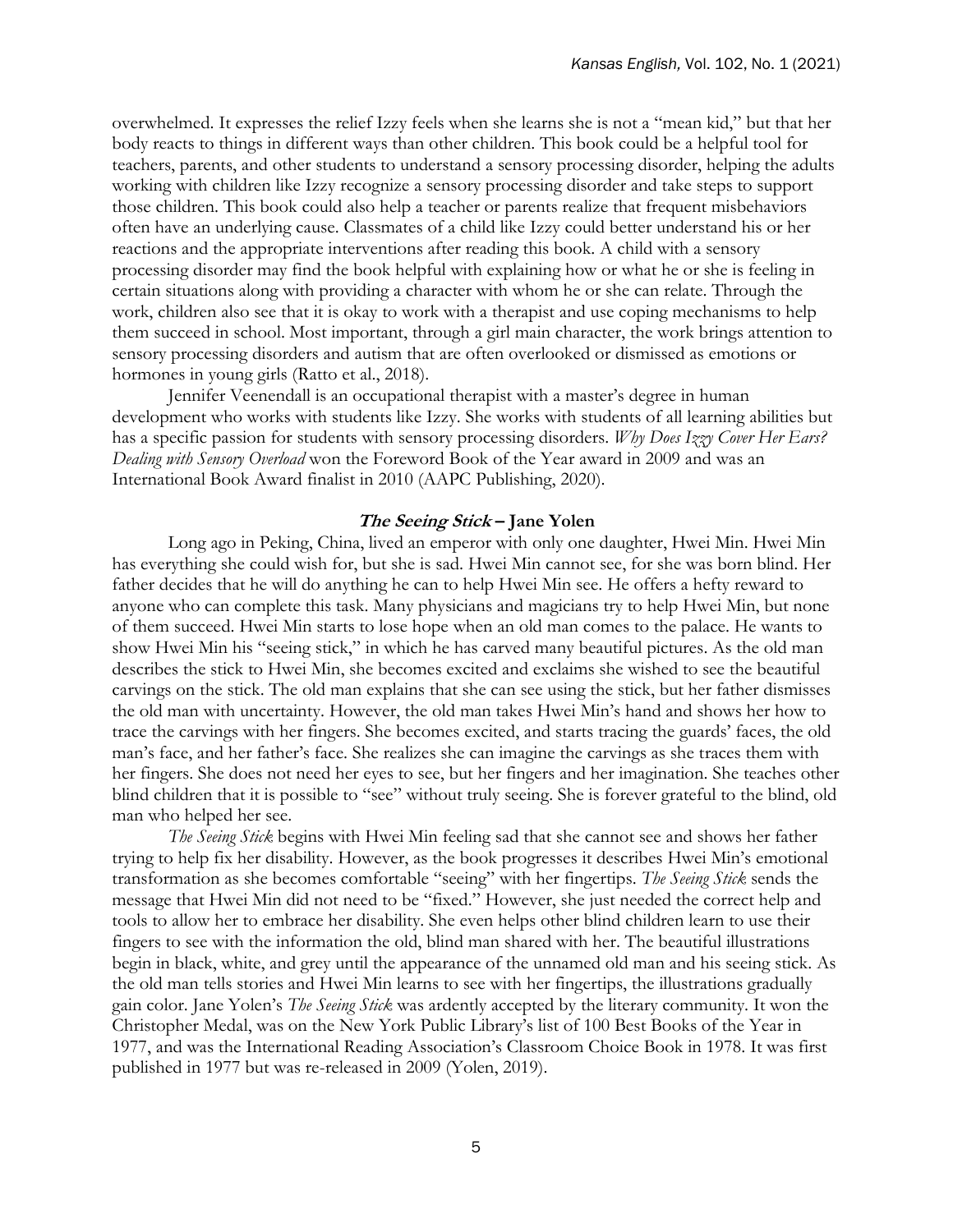overwhelmed. It expresses the relief Izzy feels when she learns she is not a "mean kid," but that her body reacts to things in different ways than other children. This book could be a helpful tool for teachers, parents, and other students to understand a sensory processing disorder, helping the adults working with children like Izzy recognize a sensory processing disorder and take steps to support those children. This book could also help a teacher or parents realize that frequent misbehaviors often have an underlying cause. Classmates of a child like Izzy could better understand his or her reactions and the appropriate interventions after reading this book. A child with a sensory processing disorder may find the book helpful with explaining how or what he or she is feeling in certain situations along with providing a character with whom he or she can relate. Through the work, children also see that it is okay to work with a therapist and use coping mechanisms to help them succeed in school. Most important, through a girl main character, the work brings attention to sensory processing disorders and autism that are often overlooked or dismissed as emotions or hormones in young girls (Ratto et al., 2018).

Jennifer Veenendall is an occupational therapist with a master's degree in human development who works with students like Izzy. She works with students of all learning abilities but has a specific passion for students with sensory processing disorders. *Why Does Izzy Cover Her Ears? Dealing with Sensory Overload* won the Foreword Book of the Year award in 2009 and was an International Book Award finalist in 2010 (AAPC Publishing, 2020).

### ***The Seeing Stick*** **– Jane Yolen**

Long ago in Peking, China, lived an emperor with only one daughter, Hwei Min. Hwei Min has everything she could wish for, but she is sad. Hwei Min cannot see, for she was born blind. Her father decides that he will do anything he can to help Hwei Min see. He offers a hefty reward to anyone who can complete this task. Many physicians and magicians try to help Hwei Min, but none of them succeed. Hwei Min starts to lose hope when an old man comes to the palace. He wants to show Hwei Min his "seeing stick," in which he has carved many beautiful pictures. As the old man describes the stick to Hwei Min, she becomes excited and exclaims she wished to see the beautiful carvings on the stick. The old man explains that she can see using the stick, but her father dismisses the old man with uncertainty. However, the old man takes Hwei Min's hand and shows her how to trace the carvings with her fingers. She becomes excited, and starts tracing the guards' faces, the old man's face, and her father's face. She realizes she can imagine the carvings as she traces them with her fingers. She does not need her eyes to see, but her fingers and her imagination. She teaches other blind children that it is possible to "see" without truly seeing. She is forever grateful to the blind, old man who helped her see.

*The Seeing Stick* begins with Hwei Min feeling sad that she cannot see and shows her father trying to help fix her disability. However, as the book progresses it describes Hwei Min's emotional transformation as she becomes comfortable "seeing" with her fingertips. *The Seeing Stick* sends the message that Hwei Min did not need to be "fixed." However, she just needed the correct help and tools to allow her to embrace her disability. She even helps other blind children learn to use their fingers to see with the information the old, blind man shared with her. The beautiful illustrations begin in black, white, and grey until the appearance of the unnamed old man and his seeing stick. As the old man tells stories and Hwei Min learns to see with her fingertips, the illustrations gradually gain color. Jane Yolen's *The Seeing Stick* was ardently accepted by the literary community. It won the Christopher Medal, was on the New York Public Library's list of 100 Best Books of the Year in 1977, and was the International Reading Association's Classroom Choice Book in 1978. It was first published in 1977 but was re-released in 2009 (Yolen, 2019).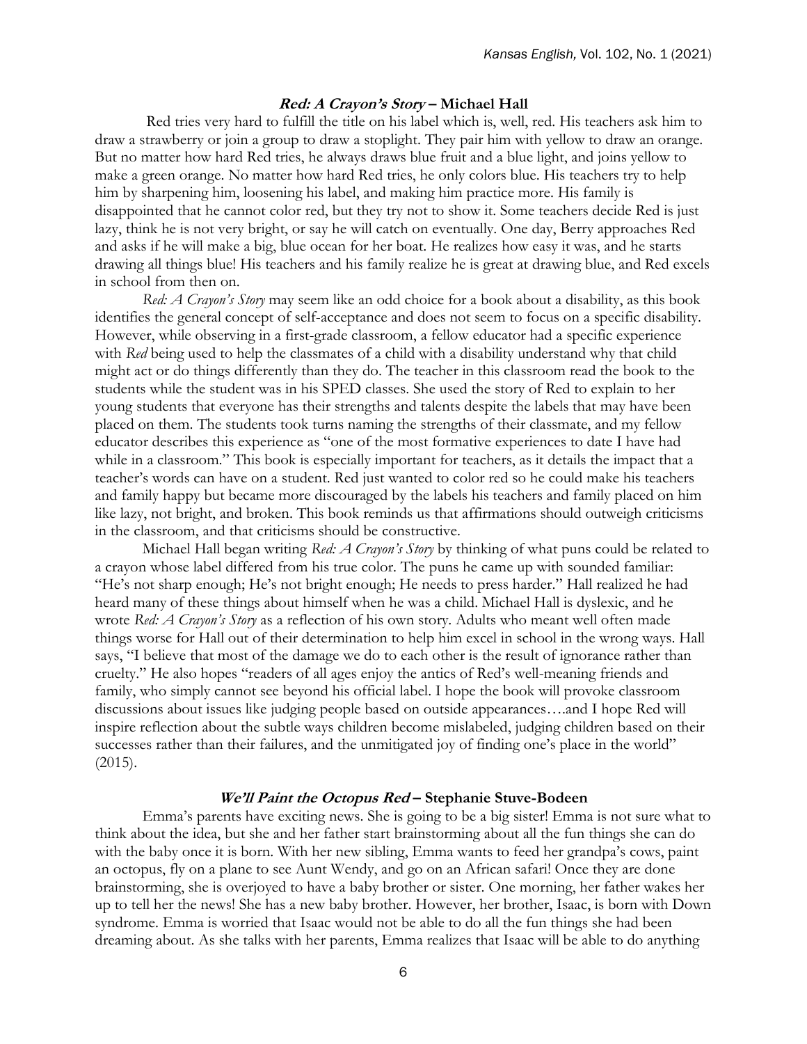### ***Red: A Crayon's Story*** **– Michael Hall**

Red tries very hard to fulfill the title on his label which is, well, red. His teachers ask him to draw a strawberry or join a group to draw a stoplight. They pair him with yellow to draw an orange. But no matter how hard Red tries, he always draws blue fruit and a blue light, and joins yellow to make a green orange. No matter how hard Red tries, he only colors blue. His teachers try to help him by sharpening him, loosening his label, and making him practice more. His family is disappointed that he cannot color red, but they try not to show it. Some teachers decide Red is just lazy, think he is not very bright, or say he will catch on eventually. One day, Berry approaches Red and asks if he will make a big, blue ocean for her boat. He realizes how easy it was, and he starts drawing all things blue! His teachers and his family realize he is great at drawing blue, and Red excels in school from then on.

*Red: A Crayon's Story* may seem like an odd choice for a book about a disability, as this book identifies the general concept of self-acceptance and does not seem to focus on a specific disability. However, while observing in a first-grade classroom, a fellow educator had a specific experience with *Red* being used to help the classmates of a child with a disability understand why that child might act or do things differently than they do. The teacher in this classroom read the book to the students while the student was in his SPED classes. She used the story of Red to explain to her young students that everyone has their strengths and talents despite the labels that may have been placed on them. The students took turns naming the strengths of their classmate, and my fellow educator describes this experience as "one of the most formative experiences to date I have had while in a classroom." This book is especially important for teachers, as it details the impact that a teacher's words can have on a student. Red just wanted to color red so he could make his teachers and family happy but became more discouraged by the labels his teachers and family placed on him like lazy, not bright, and broken. This book reminds us that affirmations should outweigh criticisms in the classroom, and that criticisms should be constructive.

Michael Hall began writing *Red: A Crayon's Story* by thinking of what puns could be related to a crayon whose label differed from his true color. The puns he came up with sounded familiar: "He's not sharp enough; He's not bright enough; He needs to press harder." Hall realized he had heard many of these things about himself when he was a child. Michael Hall is dyslexic, and he wrote *Red: A Crayon's Story* as a reflection of his own story. Adults who meant well often made things worse for Hall out of their determination to help him excel in school in the wrong ways. Hall says, "I believe that most of the damage we do to each other is the result of ignorance rather than cruelty." He also hopes "readers of all ages enjoy the antics of Red's well-meaning friends and family, who simply cannot see beyond his official label. I hope the book will provoke classroom discussions about issues like judging people based on outside appearances….and I hope Red will inspire reflection about the subtle ways children become mislabeled, judging children based on their successes rather than their failures, and the unmitigated joy of finding one's place in the world" (2015).

### ***We'll Paint the Octopus Red*** **– Stephanie Stuve-Bodeen**

Emma's parents have exciting news. She is going to be a big sister! Emma is not sure what to think about the idea, but she and her father start brainstorming about all the fun things she can do with the baby once it is born. With her new sibling, Emma wants to feed her grandpa's cows, paint an octopus, fly on a plane to see Aunt Wendy, and go on an African safari! Once they are done brainstorming, she is overjoyed to have a baby brother or sister. One morning, her father wakes her up to tell her the news! She has a new baby brother. However, her brother, Isaac, is born with Down syndrome. Emma is worried that Isaac would not be able to do all the fun things she had been dreaming about. As she talks with her parents, Emma realizes that Isaac will be able to do anything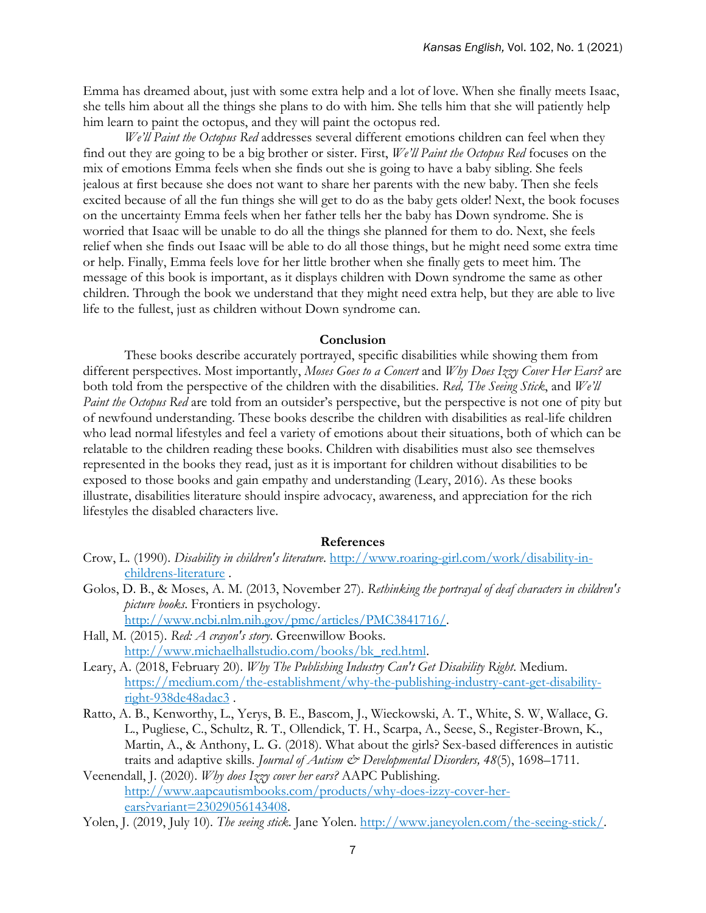Emma has dreamed about, just with some extra help and a lot of love. When she finally meets Isaac, she tells him about all the things she plans to do with him. She tells him that she will patiently help him learn to paint the octopus, and they will paint the octopus red.

*We'll Paint the Octopus Red* addresses several different emotions children can feel when they find out they are going to be a big brother or sister. First, *We'll Paint the Octopus Red* focuses on the mix of emotions Emma feels when she finds out she is going to have a baby sibling. She feels jealous at first because she does not want to share her parents with the new baby. Then she feels excited because of all the fun things she will get to do as the baby gets older! Next, the book focuses on the uncertainty Emma feels when her father tells her the baby has Down syndrome. She is worried that Isaac will be unable to do all the things she planned for them to do. Next, she feels relief when she finds out Isaac will be able to do all those things, but he might need some extra time or help. Finally, Emma feels love for her little brother when she finally gets to meet him. The message of this book is important, as it displays children with Down syndrome the same as other children. Through the book we understand that they might need extra help, but they are able to live life to the fullest, just as children without Down syndrome can.

## Conclusion

These books describe accurately portrayed, specific disabilities while showing them from different perspectives. Most importantly, *Moses Goes to a Concert* and *Why Does Izzy Cover Her Ears?* are both told from the perspective of the children with the disabilities. *Red, The Seeing Stick*, and *We'll Paint the Octopus Red* are told from an outsider's perspective, but the perspective is not one of pity but of newfound understanding. These books describe the children with disabilities as real-life children who lead normal lifestyles and feel a variety of emotions about their situations, both of which can be relatable to the children reading these books. Children with disabilities must also see themselves represented in the books they read, just as it is important for children without disabilities to be exposed to those books and gain empathy and understanding (Leary, 2016). As these books illustrate, disabilities literature should inspire advocacy, awareness, and appreciation for the rich lifestyles the disabled characters live.

## References

Crow, L. (1990). *Disability in children's literature*. http://www.roaring-girl.com/work/disability-in-childrens-literature .

Golos, D. B., & Moses, A. M. (2013, November 27). *Rethinking the portrayal of deaf characters in children's picture books*. Frontiers in psychology. http://www.ncbi.nlm.nih.gov/pmc/articles/PMC3841716/.

Hall, M. (2015). *Red: A crayon's story*. Greenwillow Books. http://www.michaelhallstudio.com/books/bk_red.html.

Leary, A. (2018, February 20). *Why The Publishing Industry Can't Get Disability Right*. Medium. https://medium.com/the-establishment/why-the-publishing-industry-cant-get-disability-right-938de48adac3 .

Ratto, A. B., Kenworthy, L., Yerys, B. E., Bascom, J., Wieckowski, A. T., White, S. W, Wallace, G. L., Pugliese, C., Schultz, R. T., Ollendick, T. H., Scarpa, A., Seese, S., Register-Brown, K., Martin, A., & Anthony, L. G. (2018). What about the girls? Sex-based differences in autistic traits and adaptive skills. *Journal of Autism & Developmental Disorders, 48*(5), 1698–1711.

Veenendall, J. (2020). *Why does Izzy cover her ears?* AAPC Publishing. http://www.aapcautismbooks.com/products/why-does-izzy-cover-her-ears?variant=23029056143408.

Yolen, J. (2019, July 10). *The seeing stick*. Jane Yolen. http://www.janeyolen.com/the-seeing-stick/.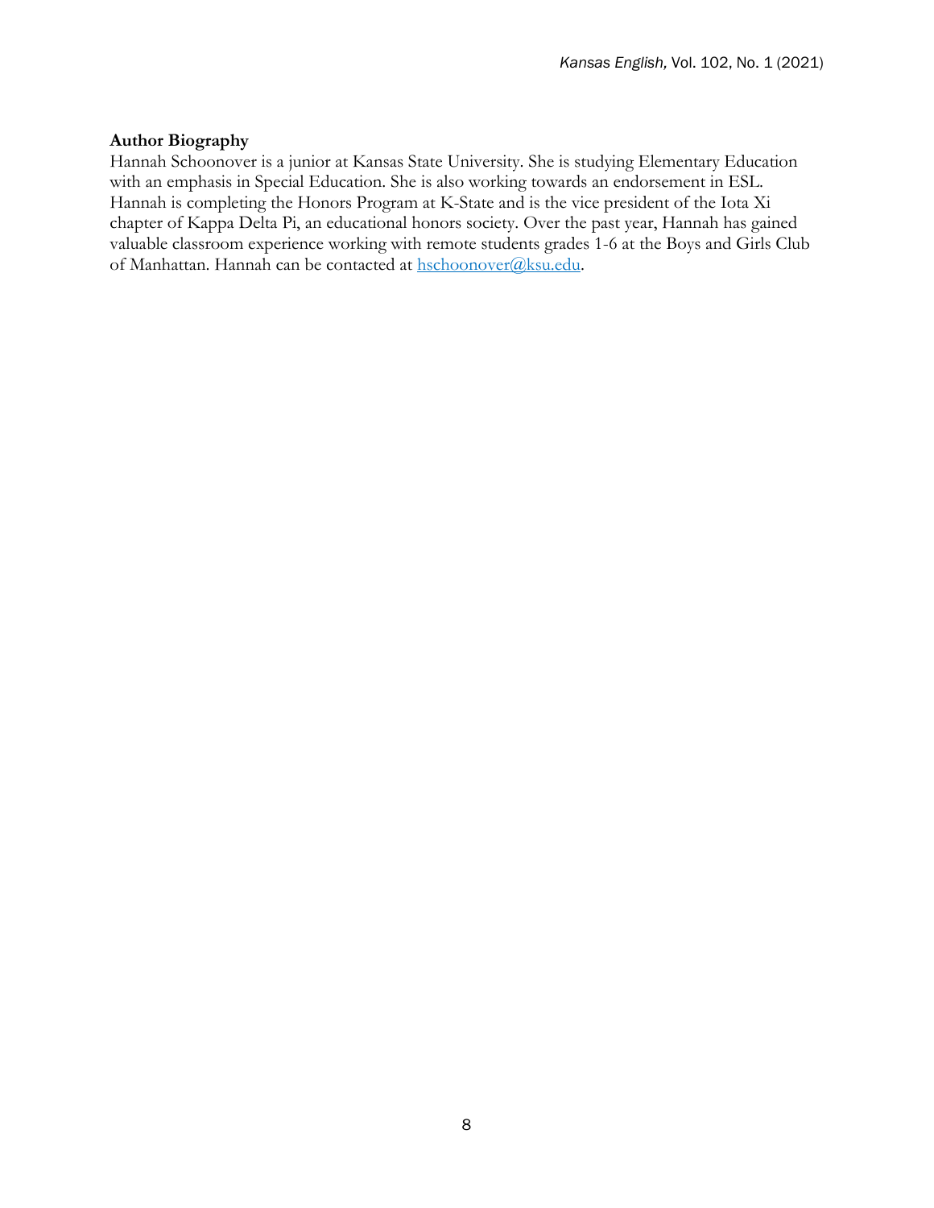**Author Biography**

Hannah Schoonover is a junior at Kansas State University. She is studying Elementary Education with an emphasis in Special Education. She is also working towards an endorsement in ESL. Hannah is completing the Honors Program at K-State and is the vice president of the Iota Xi chapter of Kappa Delta Pi, an educational honors society. Over the past year, Hannah has gained valuable classroom experience working with remote students grades 1-6 at the Boys and Girls Club of Manhattan. Hannah can be contacted at hschoonover@ksu.edu.